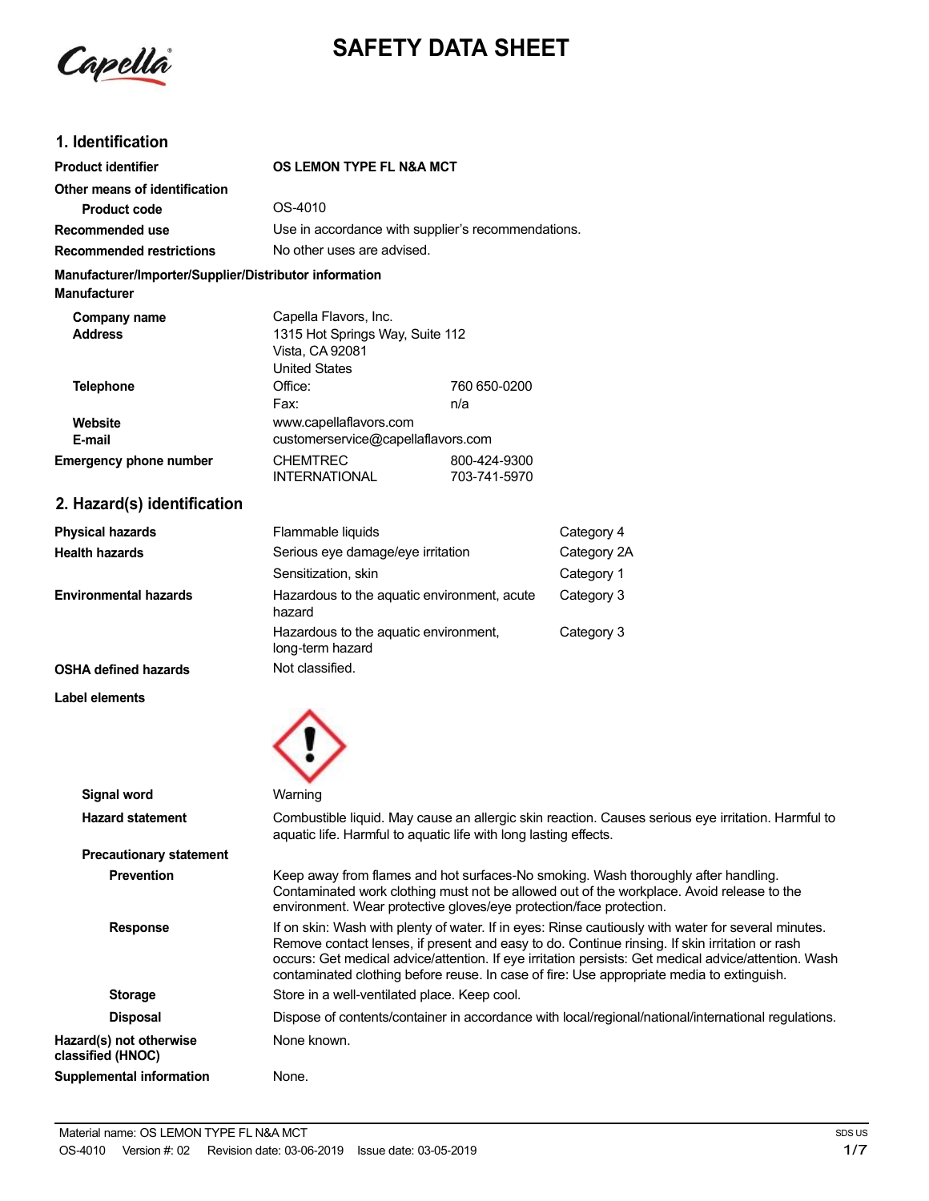# SAFETY DATA SHEET

## 1. Identification

| | |
|---|---|
| **Product identifier** | **OS LEMON TYPE FL N&A MCT** |
| **Other means of identification** | |
| **Product code** | OS-4010 |
| **Recommended use** | Use in accordance with supplier's recommendations. |
| **Recommended restrictions** | No other uses are advised. |

**Manufacturer/Importer/Supplier/Distributor information**

**Manufacturer**

| | | |
|---|---|---|
| **Company name** | Capella Flavors, Inc. | |
| **Address** | 1315 Hot Springs Way, Suite 112<br>Vista, CA 92081<br>United States | |
| **Telephone** | Office: | 760 650-0200 |
| | Fax: | n/a |
| **Website** | www.capellaflavors.com | |
| **E-mail** | customerservice@capellaflavors.com | |
| **Emergency phone number** | CHEMTREC | 800-424-9300 |
| | INTERNATIONAL | 703-741-5970 |

## 2. Hazard(s) identification

| | | |
|---|---|---|
| **Physical hazards** | Flammable liquids | Category 4 |
| **Health hazards** | Serious eye damage/eye irritation | Category 2A |
| | Sensitization, skin | Category 1 |
| **Environmental hazards** | Hazardous to the aquatic environment, acute hazard | Category 3 |
| | Hazardous to the aquatic environment, long-term hazard | Category 3 |
| **OSHA defined hazards** | Not classified. | |

**Label elements**

**Signal word** Warning

**Hazard statement** Combustible liquid. May cause an allergic skin reaction. Causes serious eye irritation. Harmful to aquatic life. Harmful to aquatic life with long lasting effects.

**Precautionary statement**

**Prevention** Keep away from flames and hot surfaces-No smoking. Wash thoroughly after handling. Contaminated work clothing must not be allowed out of the workplace. Avoid release to the environment. Wear protective gloves/eye protection/face protection.

**Response** If on skin: Wash with plenty of water. If in eyes: Rinse cautiously with water for several minutes. Remove contact lenses, if present and easy to do. Continue rinsing. If skin irritation or rash occurs: Get medical advice/attention. If eye irritation persists: Get medical advice/attention. Wash contaminated clothing before reuse. In case of fire: Use appropriate media to extinguish.

**Storage** Store in a well-ventilated place. Keep cool.

**Disposal** Dispose of contents/container in accordance with local/regional/national/international regulations.

**Hazard(s) not otherwise classified (HNOC)** None known.

**Supplemental information** None.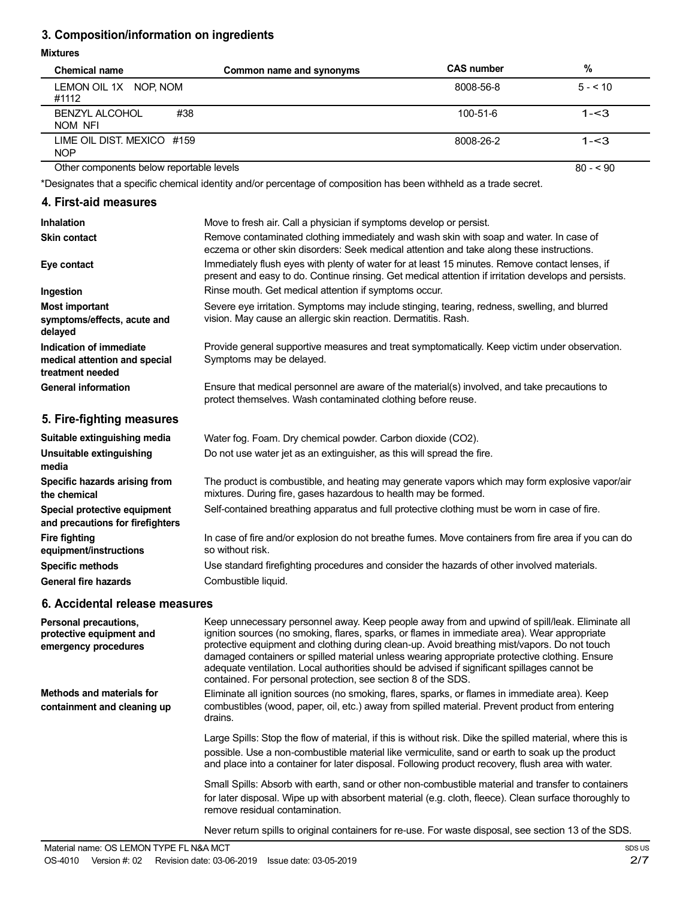## 3. Composition/information on ingredients

**Mixtures**

| Chemical name | Common name and synonyms | CAS number | % |
|---|---|---|---|
| LEMON OIL 1X NOP, NOM #1112 | | 8008-56-8 | 5 - < 10 |
| BENZYL ALCOHOL #38 NOM NFI | | 100-51-6 | 1-<3 |
| LIME OIL DIST. MEXICO #159 NOP | | 8008-26-2 | 1-<3 |
| Other components below reportable levels | | | 80 - < 90 |

*Designates that a specific chemical identity and/or percentage of composition has been withheld as a trade secret.

## 4. First-aid measures

**Inhalation**
Move to fresh air. Call a physician if symptoms develop or persist.

**Skin contact**
Remove contaminated clothing immediately and wash skin with soap and water. In case of eczema or other skin disorders: Seek medical attention and take along these instructions.

**Eye contact**
Immediately flush eyes with plenty of water for at least 15 minutes. Remove contact lenses, if present and easy to do. Continue rinsing. Get medical attention if irritation develops and persists.

**Ingestion**
Rinse mouth. Get medical attention if symptoms occur.

**Most important symptoms/effects, acute and delayed**
Severe eye irritation. Symptoms may include stinging, tearing, redness, swelling, and blurred vision. May cause an allergic skin reaction. Dermatitis. Rash.

**Indication of immediate medical attention and special treatment needed**
Provide general supportive measures and treat symptomatically. Keep victim under observation. Symptoms may be delayed.

**General information**
Ensure that medical personnel are aware of the material(s) involved, and take precautions to protect themselves. Wash contaminated clothing before reuse.

## 5. Fire-fighting measures

**Suitable extinguishing media**
Water fog. Foam. Dry chemical powder. Carbon dioxide ($CO_2$).

**Unsuitable extinguishing media**
Do not use water jet as an extinguisher, as this will spread the fire.

**Specific hazards arising from the chemical**
The product is combustible, and heating may generate vapors which may form explosive vapor/air mixtures. During fire, gases hazardous to health may be formed.

**Special protective equipment and precautions for firefighters**
Self-contained breathing apparatus and full protective clothing must be worn in case of fire.

**Fire fighting equipment/instructions**
In case of fire and/or explosion do not breathe fumes. Move containers from fire area if you can do so without risk.

**Specific methods**
Use standard firefighting procedures and consider the hazards of other involved materials.

**General fire hazards**
Combustible liquid.

## 6. Accidental release measures

**Personal precautions, protective equipment and emergency procedures**
Keep unnecessary personnel away. Keep people away from and upwind of spill/leak. Eliminate all ignition sources (no smoking, flares, sparks, or flames in immediate area). Wear appropriate protective equipment and clothing during clean-up. Avoid breathing mist/vapors. Do not touch damaged containers or spilled material unless wearing appropriate protective clothing. Ensure adequate ventilation. Local authorities should be advised if significant spillages cannot be contained. For personal protection, see section 8 of the SDS.

**Methods and materials for containment and cleaning up**
Eliminate all ignition sources (no smoking, flares, sparks, or flames in immediate area). Keep combustibles (wood, paper, oil, etc.) away from spilled material. Prevent product from entering drains.

Large Spills: Stop the flow of material, if this is without risk. Dike the spilled material, where this is possible. Use a non-combustible material like vermiculite, sand or earth to soak up the product and place into a container for later disposal. Following product recovery, flush area with water.

Small Spills: Absorb with earth, sand or other non-combustible material and transfer to containers for later disposal. Wipe up with absorbent material (e.g. cloth, fleece). Clean surface thoroughly to remove residual contamination.

Never return spills to original containers for re-use. For waste disposal, see section 13 of the SDS.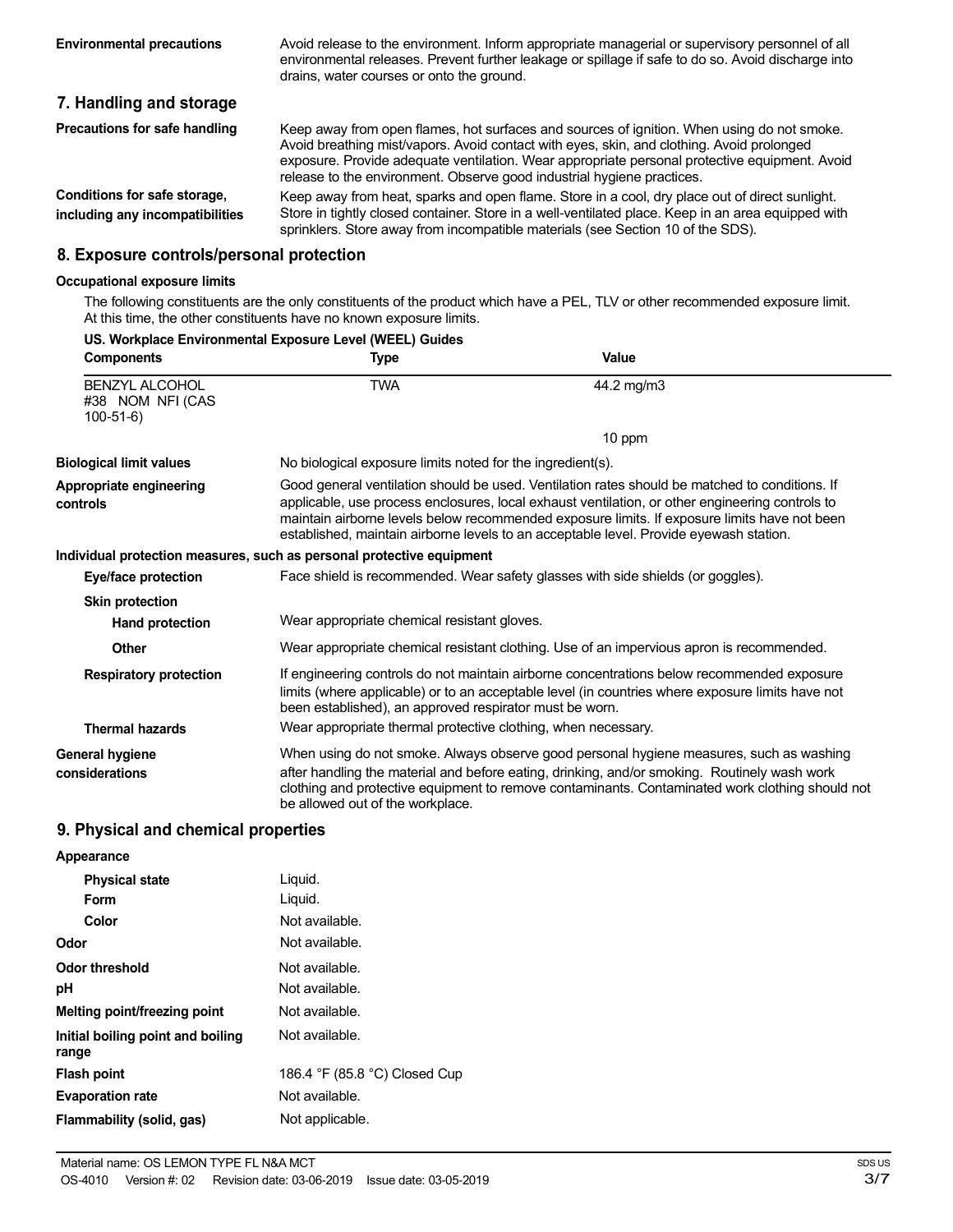| | |
|---|---|
| **Environmental precautions** | Avoid release to the environment. Inform appropriate managerial or supervisory personnel of all environmental releases. Prevent further leakage or spillage if safe to do so. Avoid discharge into drains, water courses or onto the ground. |

## 7. Handling and storage

| | |
|---|---|
| **Precautions for safe handling** | Keep away from open flames, hot surfaces and sources of ignition. When using do not smoke. Avoid breathing mist/vapors. Avoid contact with eyes, skin, and clothing. Avoid prolonged exposure. Provide adequate ventilation. Wear appropriate personal protective equipment. Avoid release to the environment. Observe good industrial hygiene practices. |
| **Conditions for safe storage, including any incompatibilities** | Keep away from heat, sparks and open flame. Store in a cool, dry place out of direct sunlight. Store in tightly closed container. Store in a well-ventilated place. Keep in an area equipped with sprinklers. Store away from incompatible materials (see Section 10 of the SDS). |

## 8. Exposure controls/personal protection

**Occupational exposure limits**

The following constituents are the only constituents of the product which have a PEL, TLV or other recommended exposure limit. At this time, the other constituents have no known exposure limits.

**US. Workplace Environmental Exposure Level (WEEL) Guides**

| Components | Type | Value |
|---|---|---|
| BENZYL ALCOHOL #38 NOM NFI (CAS 100-51-6) | TWA | 44.2 mg/m3 |
| | | 10 ppm |

| | |
|---|---|
| **Biological limit values** | No biological exposure limits noted for the ingredient(s). |
| **Appropriate engineering controls** | Good general ventilation should be used. Ventilation rates should be matched to conditions. If applicable, use process enclosures, local exhaust ventilation, or other engineering controls to maintain airborne levels below recommended exposure limits. If exposure limits have not been established, maintain airborne levels to an acceptable level. Provide eyewash station. |

**Individual protection measures, such as personal protective equipment**

| | |
|---|---|
| **Eye/face protection** | Face shield is recommended. Wear safety glasses with side shields (or goggles). |
| **Skin protection** | |
| **Hand protection** | Wear appropriate chemical resistant gloves. |
| **Other** | Wear appropriate chemical resistant clothing. Use of an impervious apron is recommended. |
| **Respiratory protection** | If engineering controls do not maintain airborne concentrations below recommended exposure limits (where applicable) or to an acceptable level (in countries where exposure limits have not been established), an approved respirator must be worn. |
| **Thermal hazards** | Wear appropriate thermal protective clothing, when necessary. |
| **General hygiene considerations** | When using do not smoke. Always observe good personal hygiene measures, such as washing after handling the material and before eating, drinking, and/or smoking. Routinely wash work clothing and protective equipment to remove contaminants. Contaminated work clothing should not be allowed out of the workplace. |

## 9. Physical and chemical properties

**Appearance**

| | |
|---|---|
| **Physical state** | Liquid. |
| **Form** | Liquid. |
| **Color** | Not available. |
| **Odor** | Not available. |
| **Odor threshold** | Not available. |
| **pH** | Not available. |
| **Melting point/freezing point** | Not available. |
| **Initial boiling point and boiling range** | Not available. |
| **Flash point** | 186.4 °F (85.8 °C) Closed Cup |
| **Evaporation rate** | Not available. |
| **Flammability (solid, gas)** | Not applicable. |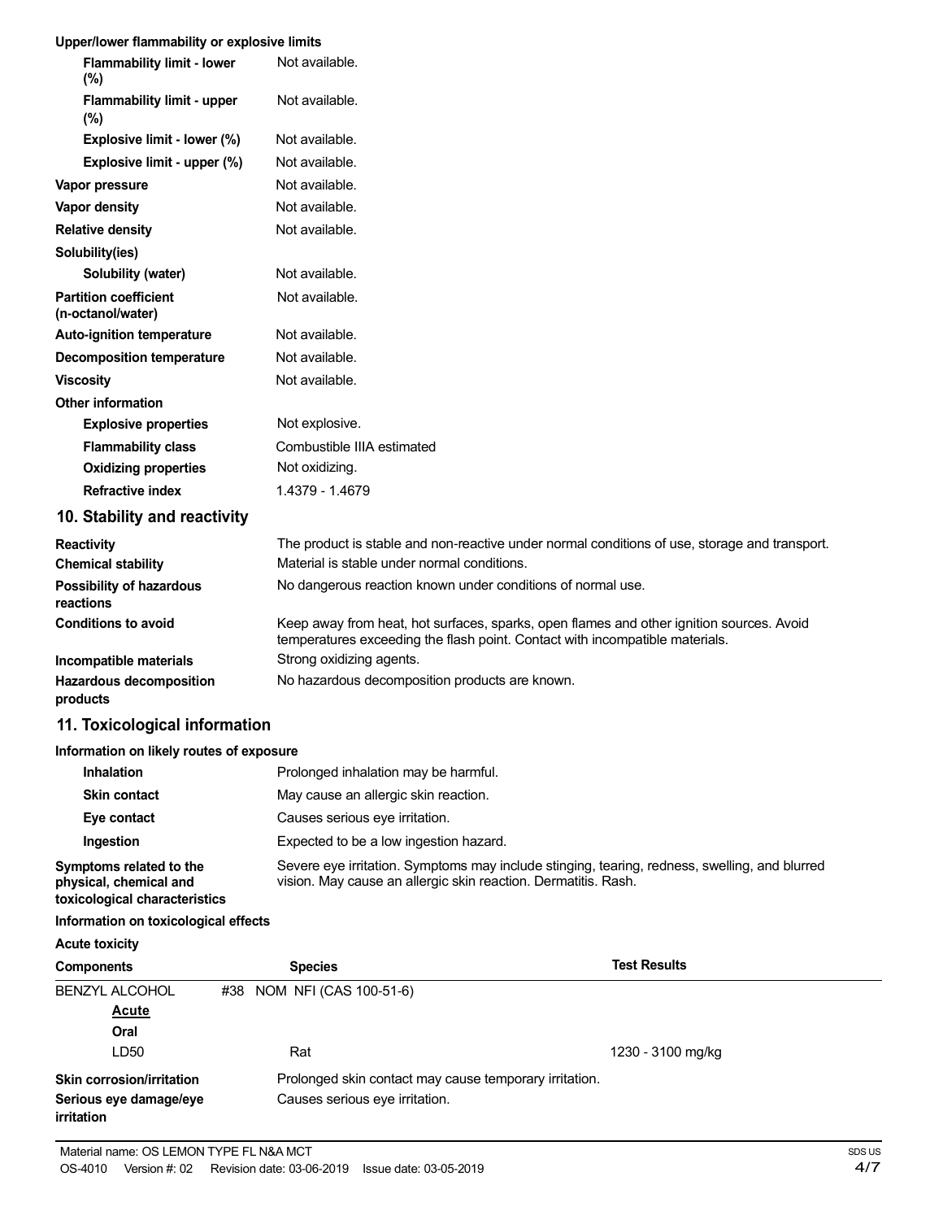**Upper/lower flammability or explosive limits**

| | |
|---|---|
| **Flammability limit - lower (%)** | Not available. |
| **Flammability limit - upper (%)** | Not available. |
| **Explosive limit - lower (%)** | Not available. |
| **Explosive limit - upper (%)** | Not available. |
| **Vapor pressure** | Not available. |
| **Vapor density** | Not available. |
| **Relative density** | Not available. |
| **Solubility(ies)** | |
| **Solubility (water)** | Not available. |
| **Partition coefficient (n-octanol/water)** | Not available. |
| **Auto-ignition temperature** | Not available. |
| **Decomposition temperature** | Not available. |
| **Viscosity** | Not available. |
| **Other information** | |
| **Explosive properties** | Not explosive. |
| **Flammability class** | Combustible IIIA estimated |
| **Oxidizing properties** | Not oxidizing. |
| **Refractive index** | 1.4379 - 1.4679 |

## 10. Stability and reactivity

| | |
|---|---|
| **Reactivity** | The product is stable and non-reactive under normal conditions of use, storage and transport. |
| **Chemical stability** | Material is stable under normal conditions. |
| **Possibility of hazardous reactions** | No dangerous reaction known under conditions of normal use. |
| **Conditions to avoid** | Keep away from heat, hot surfaces, sparks, open flames and other ignition sources. Avoid temperatures exceeding the flash point. Contact with incompatible materials. |
| **Incompatible materials** | Strong oxidizing agents. |
| **Hazardous decomposition products** | No hazardous decomposition products are known. |

## 11. Toxicological information

**Information on likely routes of exposure**

| | |
|---|---|
| **Inhalation** | Prolonged inhalation may be harmful. |
| **Skin contact** | May cause an allergic skin reaction. |
| **Eye contact** | Causes serious eye irritation. |
| **Ingestion** | Expected to be a low ingestion hazard. |
| **Symptoms related to the physical, chemical and toxicological characteristics** | Severe eye irritation. Symptoms may include stinging, tearing, redness, swelling, and blurred vision. May cause an allergic skin reaction. Dermatitis. Rash. |

**Information on toxicological effects**

**Acute toxicity**

| Components | Species | Test Results |
|---|---|---|
| BENZYL ALCOHOL #38 NOM NFI (CAS 100-51-6) | | |
| **Acute** | | |
| **Oral** | | |
| LD50 | Rat | 1230 - 3100 mg/kg |

| | |
|---|---|
| **Skin corrosion/irritation** | Prolonged skin contact may cause temporary irritation. |
| **Serious eye damage/eye irritation** | Causes serious eye irritation. |

Material name: OS LEMON TYPE FL N&A MCT

OS-4010 Version #: 02 Revision date: 03-06-2019 Issue date: 03-05-2019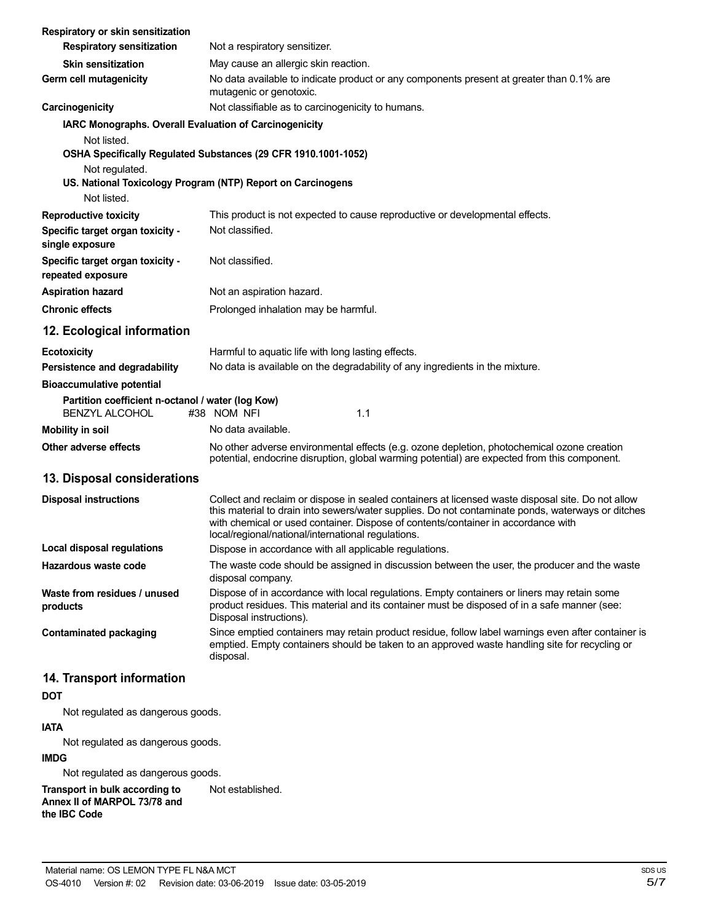**Respiratory or skin sensitization**

| | |
|---|---|
| **Respiratory sensitization** | Not a respiratory sensitizer. |
| **Skin sensitization** | May cause an allergic skin reaction. |
| **Germ cell mutagenicity** | No data available to indicate product or any components present at greater than 0.1% are mutagenic or genotoxic. |
| **Carcinogenicity** | Not classifiable as to carcinogenicity to humans. |

**IARC Monographs. Overall Evaluation of Carcinogenicity**

Not listed.

**OSHA Specifically Regulated Substances (29 CFR 1910.1001-1052)**

Not regulated.

**US. National Toxicology Program (NTP) Report on Carcinogens**

Not listed.

| | |
|---|---|
| **Reproductive toxicity** | This product is not expected to cause reproductive or developmental effects. |
| **Specific target organ toxicity - single exposure** | Not classified. |
| **Specific target organ toxicity - repeated exposure** | Not classified. |
| **Aspiration hazard** | Not an aspiration hazard. |
| **Chronic effects** | Prolonged inhalation may be harmful. |

## 12. Ecological information

| | |
|---|---|
| **Ecotoxicity** | Harmful to aquatic life with long lasting effects. |
| **Persistence and degradability** | No data is available on the degradability of any ingredients in the mixture. |

**Bioaccumulative potential**

**Partition coefficient n-octanol / water (log Kow)**

BENZYL ALCOHOL #38 NOM NFI 1.1

| | |
|---|---|
| **Mobility in soil** | No data available. |
| **Other adverse effects** | No other adverse environmental effects (e.g. ozone depletion, photochemical ozone creation potential, endocrine disruption, global warming potential) are expected from this component. |

## 13. Disposal considerations

| | |
|---|---|
| **Disposal instructions** | Collect and reclaim or dispose in sealed containers at licensed waste disposal site. Do not allow this material to drain into sewers/water supplies. Do not contaminate ponds, waterways or ditches with chemical or used container. Dispose of contents/container in accordance with local/regional/national/international regulations. |
| **Local disposal regulations** | Dispose in accordance with all applicable regulations. |
| **Hazardous waste code** | The waste code should be assigned in discussion between the user, the producer and the waste disposal company. |
| **Waste from residues / unused products** | Dispose of in accordance with local regulations. Empty containers or liners may retain some product residues. This material and its container must be disposed of in a safe manner (see: Disposal instructions). |
| **Contaminated packaging** | Since emptied containers may retain product residue, follow label warnings even after container is emptied. Empty containers should be taken to an approved waste handling site for recycling or disposal. |

## 14. Transport information

**DOT**

Not regulated as dangerous goods.

**IATA**

Not regulated as dangerous goods.

**IMDG**

Not regulated as dangerous goods.

| | |
|---|---|
| **Transport in bulk according to Annex II of MARPOL 73/78 and the IBC Code** | Not established. |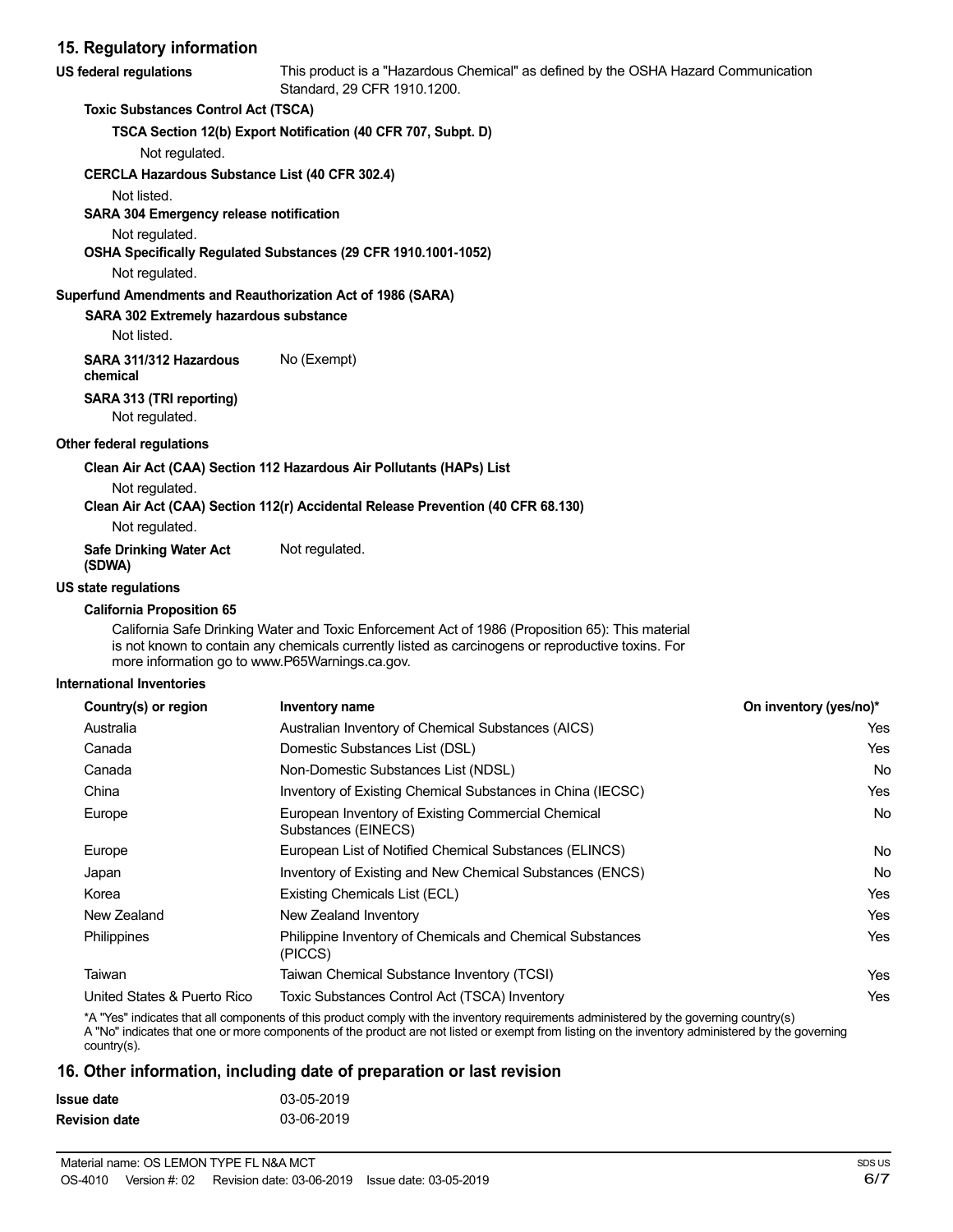## 15. Regulatory information

**US federal regulations** This product is a "Hazardous Chemical" as defined by the OSHA Hazard Communication Standard, 29 CFR 1910.1200.

**Toxic Substances Control Act (TSCA)**

**TSCA Section 12(b) Export Notification (40 CFR 707, Subpt. D)**

Not regulated.

**CERCLA Hazardous Substance List (40 CFR 302.4)**

Not listed.

**SARA 304 Emergency release notification**

Not regulated.

**OSHA Specifically Regulated Substances (29 CFR 1910.1001-1052)**

Not regulated.

**Superfund Amendments and Reauthorization Act of 1986 (SARA)**

**SARA 302 Extremely hazardous substance**

Not listed.

**SARA 311/312 Hazardous chemical** No (Exempt)

**SARA 313 (TRI reporting)**

Not regulated.

**Other federal regulations**

**Clean Air Act (CAA) Section 112 Hazardous Air Pollutants (HAPs) List**

Not regulated.

**Clean Air Act (CAA) Section 112(r) Accidental Release Prevention (40 CFR 68.130)**

Not regulated.

**Safe Drinking Water Act (SDWA)** Not regulated.

**US state regulations**

**California Proposition 65**

California Safe Drinking Water and Toxic Enforcement Act of 1986 (Proposition 65): This material is not known to contain any chemicals currently listed as carcinogens or reproductive toxins. For more information go to www.P65Warnings.ca.gov.

**International Inventories**

| Country(s) or region | Inventory name | On inventory (yes/no)* |
|---|---|---|
| Australia | Australian Inventory of Chemical Substances (AICS) | Yes |
| Canada | Domestic Substances List (DSL) | Yes |
| Canada | Non-Domestic Substances List (NDSL) | No |
| China | Inventory of Existing Chemical Substances in China (IECSC) | Yes |
| Europe | European Inventory of Existing Commercial Chemical Substances (EINECS) | No |
| Europe | European List of Notified Chemical Substances (ELINCS) | No |
| Japan | Inventory of Existing and New Chemical Substances (ENCS) | No |
| Korea | Existing Chemicals List (ECL) | Yes |
| New Zealand | New Zealand Inventory | Yes |
| Philippines | Philippine Inventory of Chemicals and Chemical Substances (PICCS) | Yes |
| Taiwan | Taiwan Chemical Substance Inventory (TCSI) | Yes |
| United States & Puerto Rico | Toxic Substances Control Act (TSCA) Inventory | Yes |

*A "Yes" indicates that all components of this product comply with the inventory requirements administered by the governing country(s)
A "No" indicates that one or more components of the product are not listed or exempt from listing on the inventory administered by the governing country(s).

## 16. Other information, including date of preparation or last revision

**Issue date** 03-05-2019

**Revision date** 03-06-2019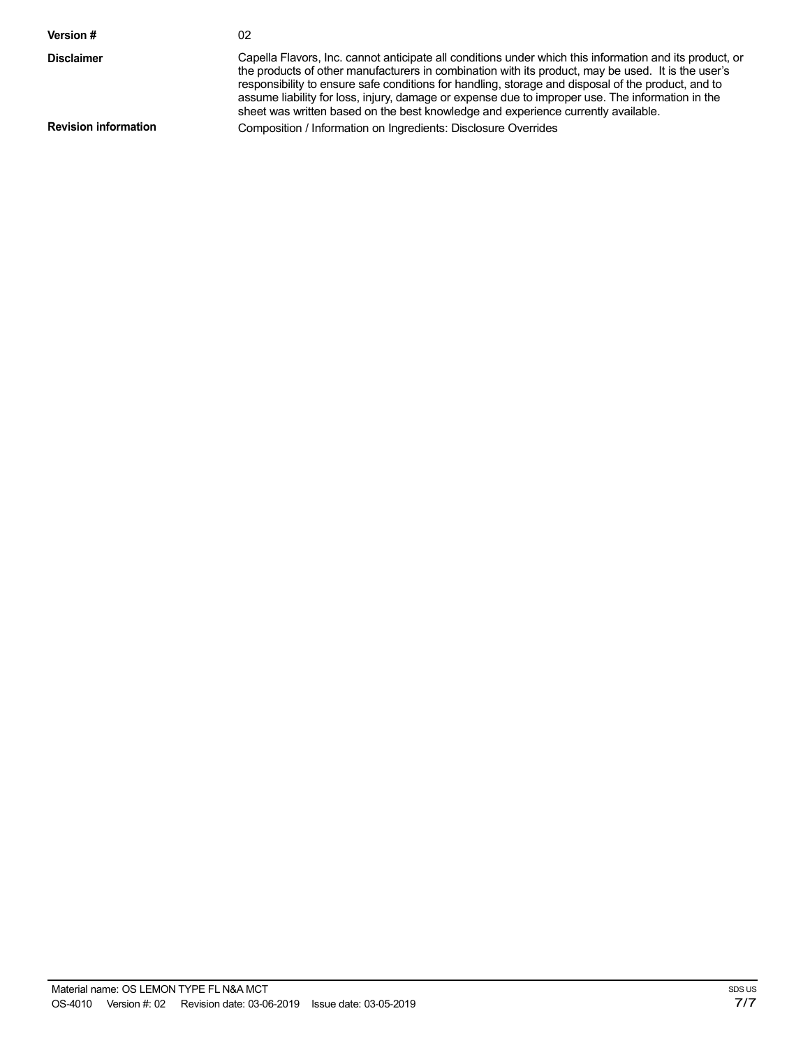| | |
|---|---|
| **Version #** | 02 |
| **Disclaimer** | Capella Flavors, Inc. cannot anticipate all conditions under which this information and its product, or the products of other manufacturers in combination with its product, may be used. It is the user's responsibility to ensure safe conditions for handling, storage and disposal of the product, and to assume liability for loss, injury, damage or expense due to improper use. The information in the sheet was written based on the best knowledge and experience currently available. |
| **Revision information** | Composition / Information on Ingredients: Disclosure Overrides |